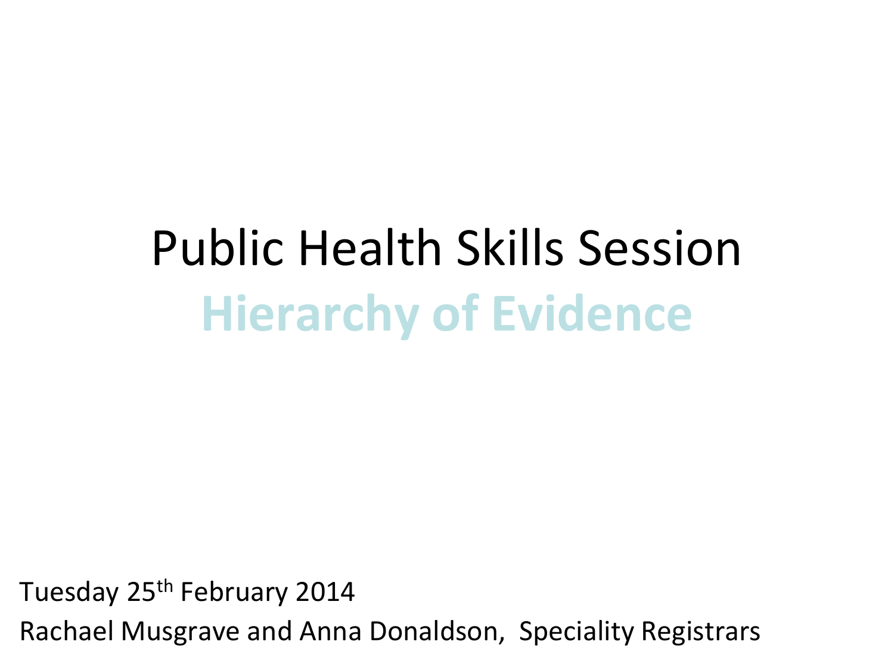# Public Health Skills Session

## Hierarchy of Evidence

Tuesday 25th February 2014

Rachael Musgrave and Anna Donaldson, Speciality Registrars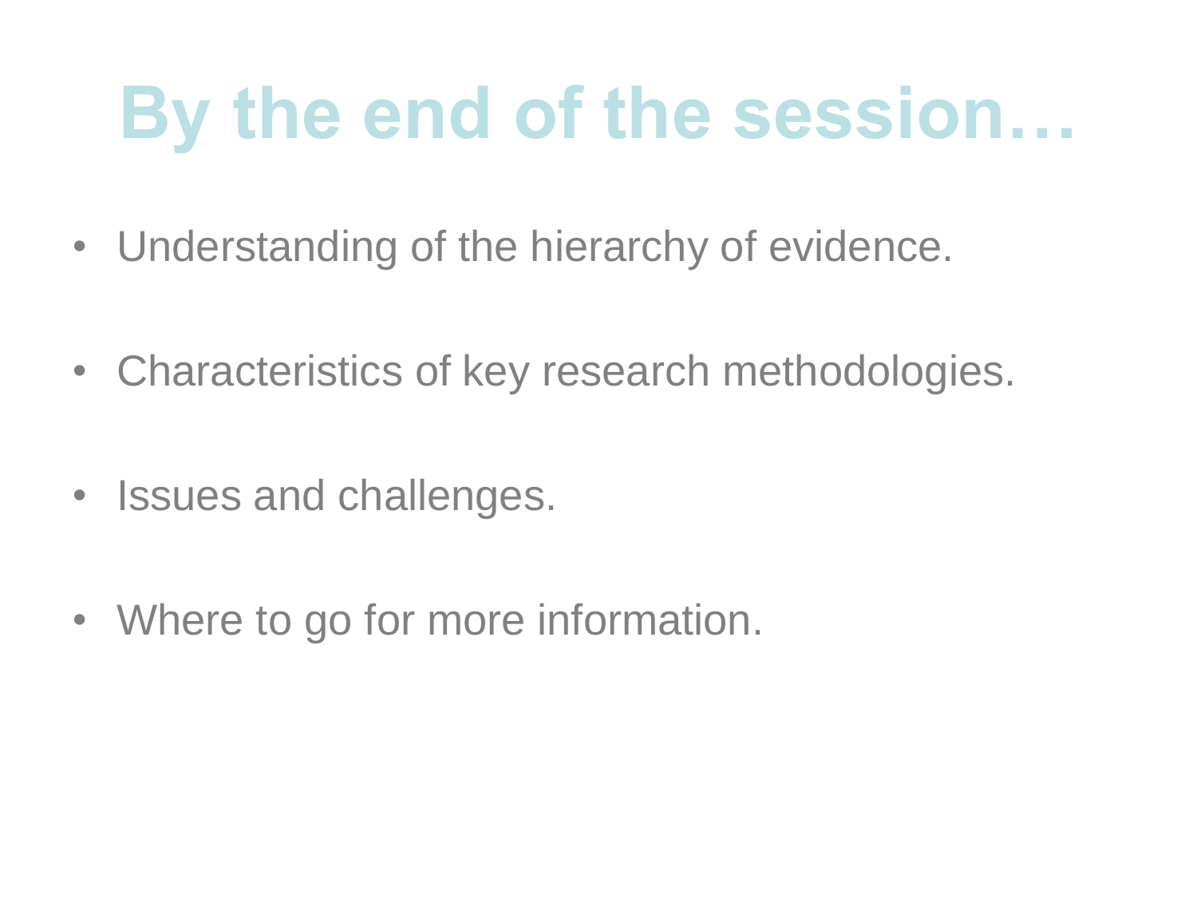# By the end of the session…

- Understanding of the hierarchy of evidence.
- Characteristics of key research methodologies.
- Issues and challenges.
- Where to go for more information.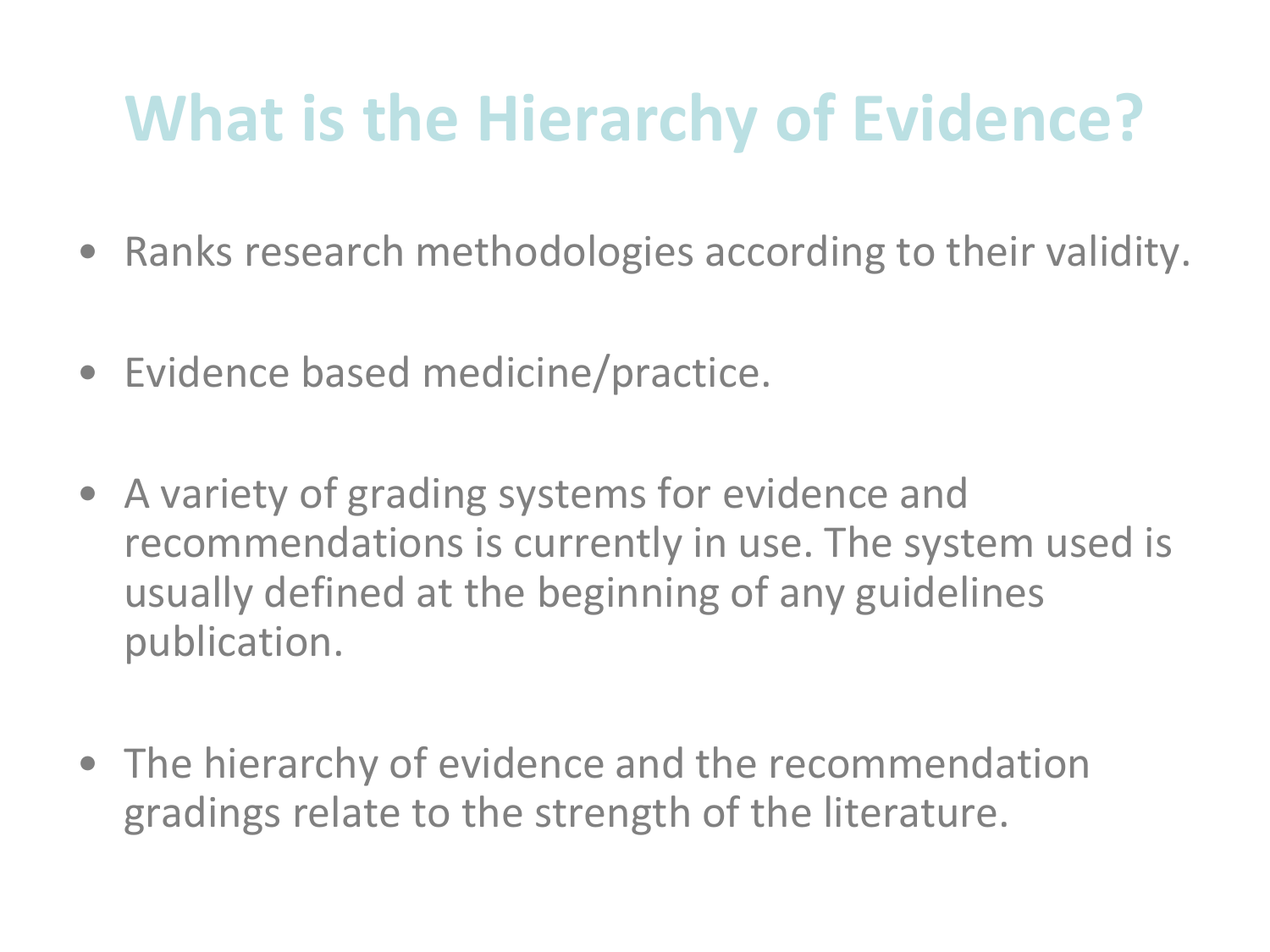# What is the Hierarchy of Evidence?

- Ranks research methodologies according to their validity.
- Evidence based medicine/practice.
- A variety of grading systems for evidence and recommendations is currently in use. The system used is usually defined at the beginning of any guidelines publication.
- The hierarchy of evidence and the recommendation gradings relate to the strength of the literature.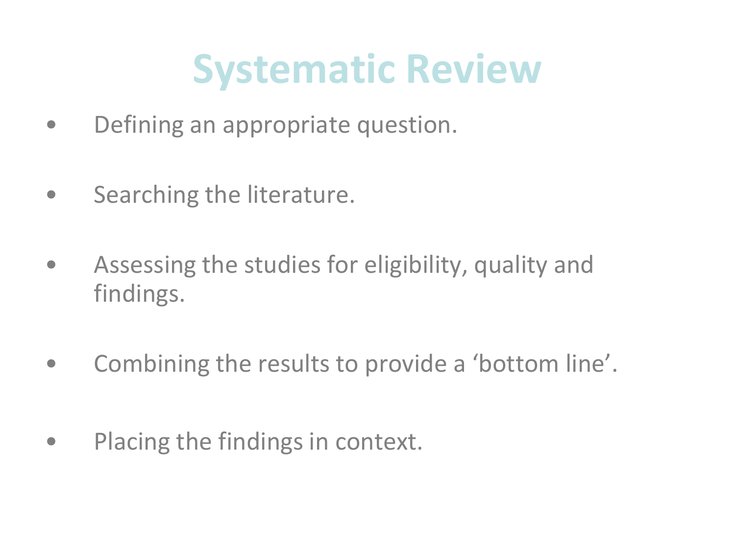# Systematic Review

- Defining an appropriate question.
- Searching the literature.
- Assessing the studies for eligibility, quality and findings.
- Combining the results to provide a 'bottom line'.
- Placing the findings in context.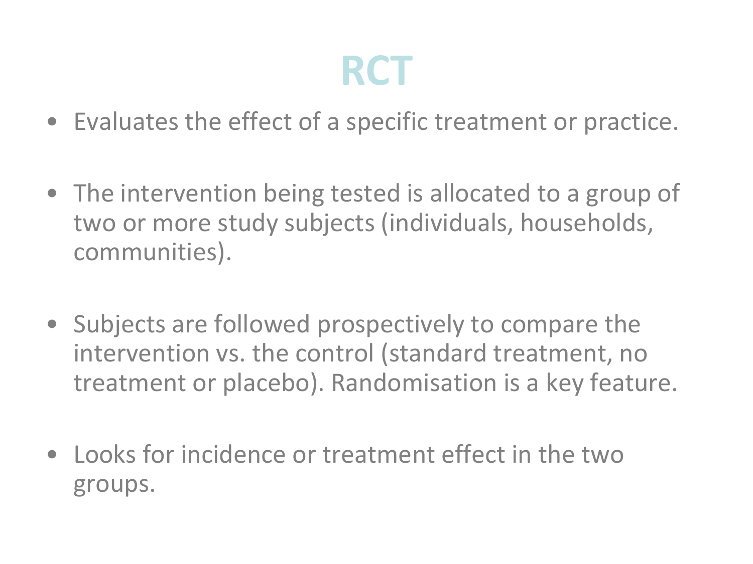# RCT

- Evaluates the effect of a specific treatment or practice.
- The intervention being tested is allocated to a group of two or more study subjects (individuals, households, communities).
- Subjects are followed prospectively to compare the intervention vs. the control (standard treatment, no treatment or placebo). Randomisation is a key feature.
- Looks for incidence or treatment effect in the two groups.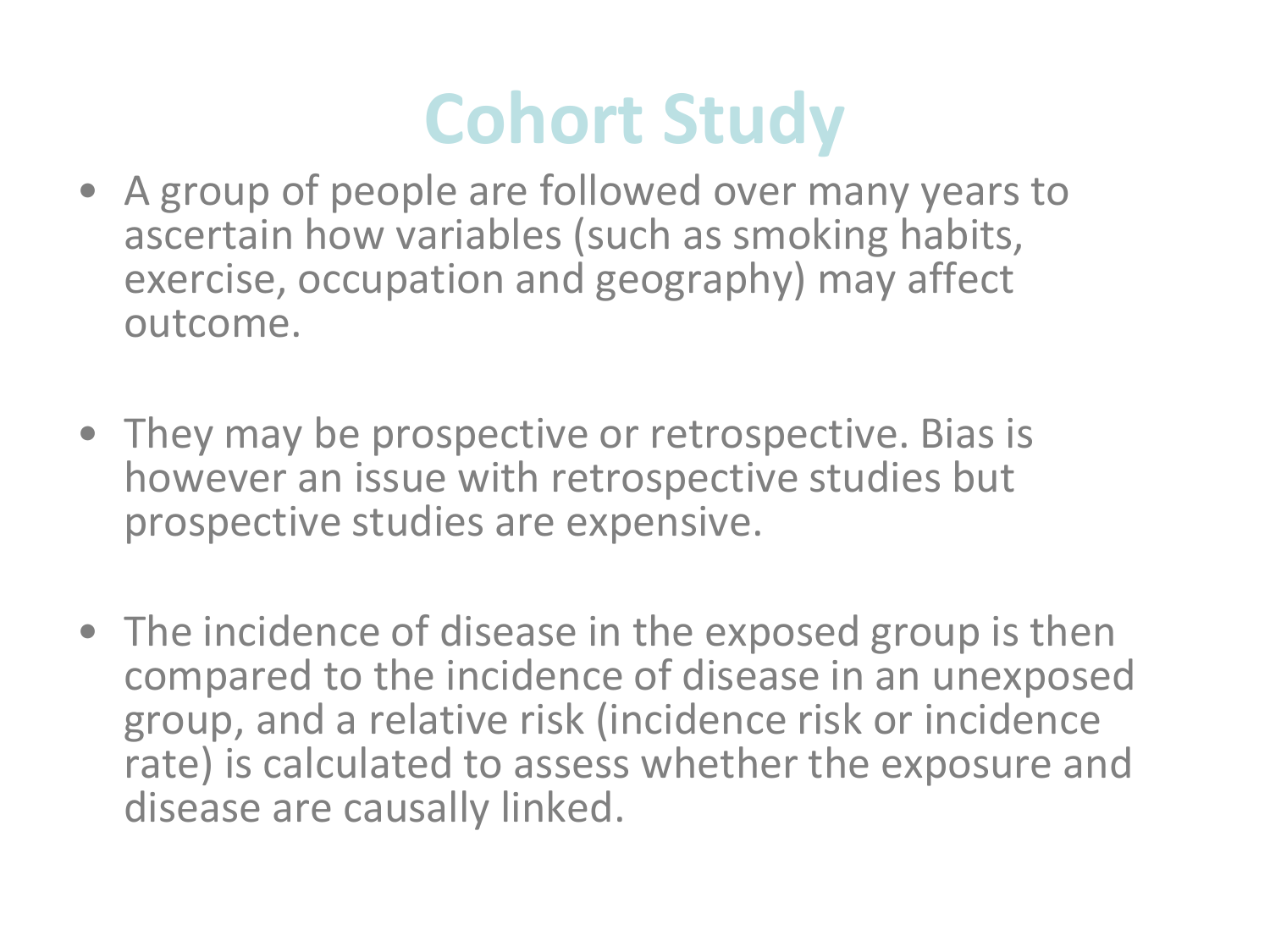# Cohort Study

- A group of people are followed over many years to ascertain how variables (such as smoking habits, exercise, occupation and geography) may affect outcome.
- They may be prospective or retrospective. Bias is however an issue with retrospective studies but prospective studies are expensive.
- The incidence of disease in the exposed group is then compared to the incidence of disease in an unexposed group, and a relative risk (incidence risk or incidence rate) is calculated to assess whether the exposure and disease are causally linked.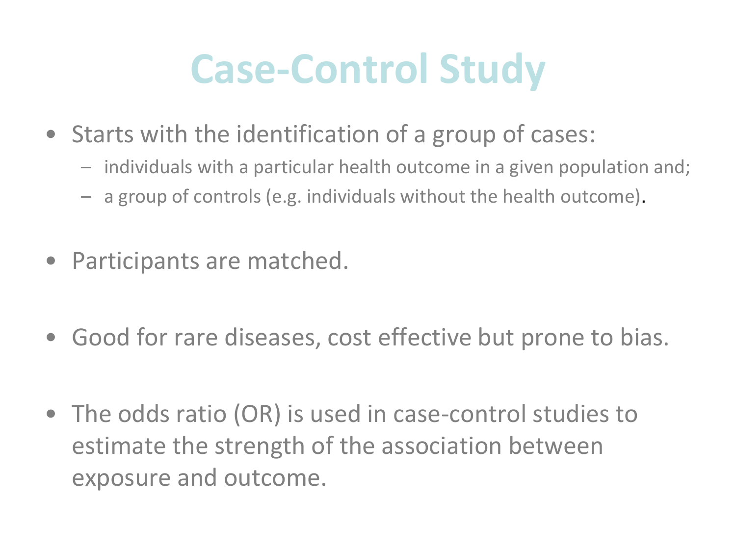# Case-Control Study

- Starts with the identification of a group of cases:
  - individuals with a particular health outcome in a given population and;
  - a group of controls (e.g. individuals without the health outcome).

- Participants are matched.

- Good for rare diseases, cost effective but prone to bias.

- The odds ratio (OR) is used in case-control studies to estimate the strength of the association between exposure and outcome.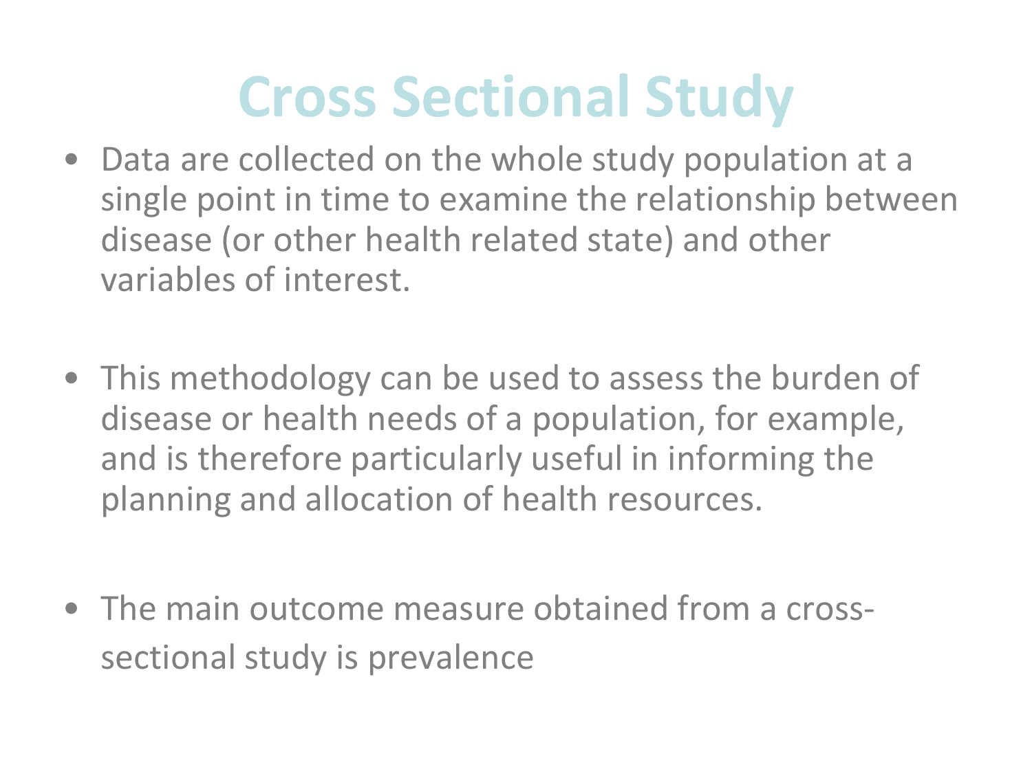# Cross Sectional Study

- Data are collected on the whole study population at a single point in time to examine the relationship between disease (or other health related state) and other variables of interest.

- This methodology can be used to assess the burden of disease or health needs of a population, for example, and is therefore particularly useful in informing the planning and allocation of health resources.

- The main outcome measure obtained from a cross-sectional study is prevalence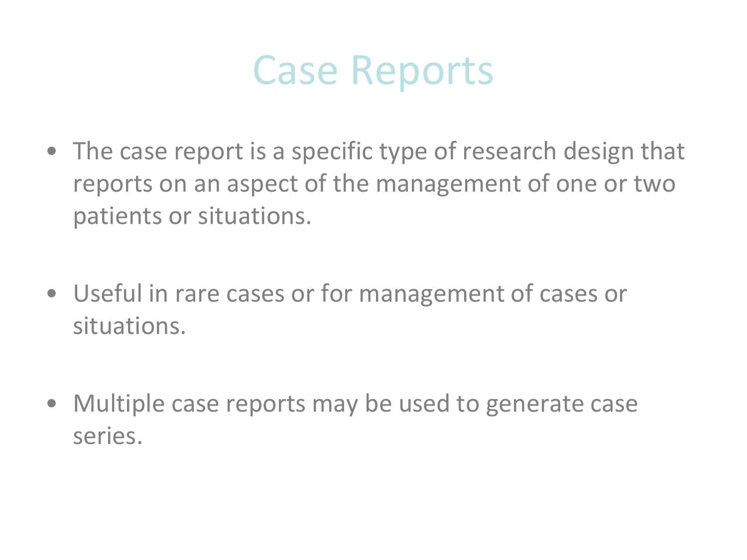# Case Reports

- The case report is a specific type of research design that reports on an aspect of the management of one or two patients or situations.
- Useful in rare cases or for management of cases or situations.
- Multiple case reports may be used to generate case series.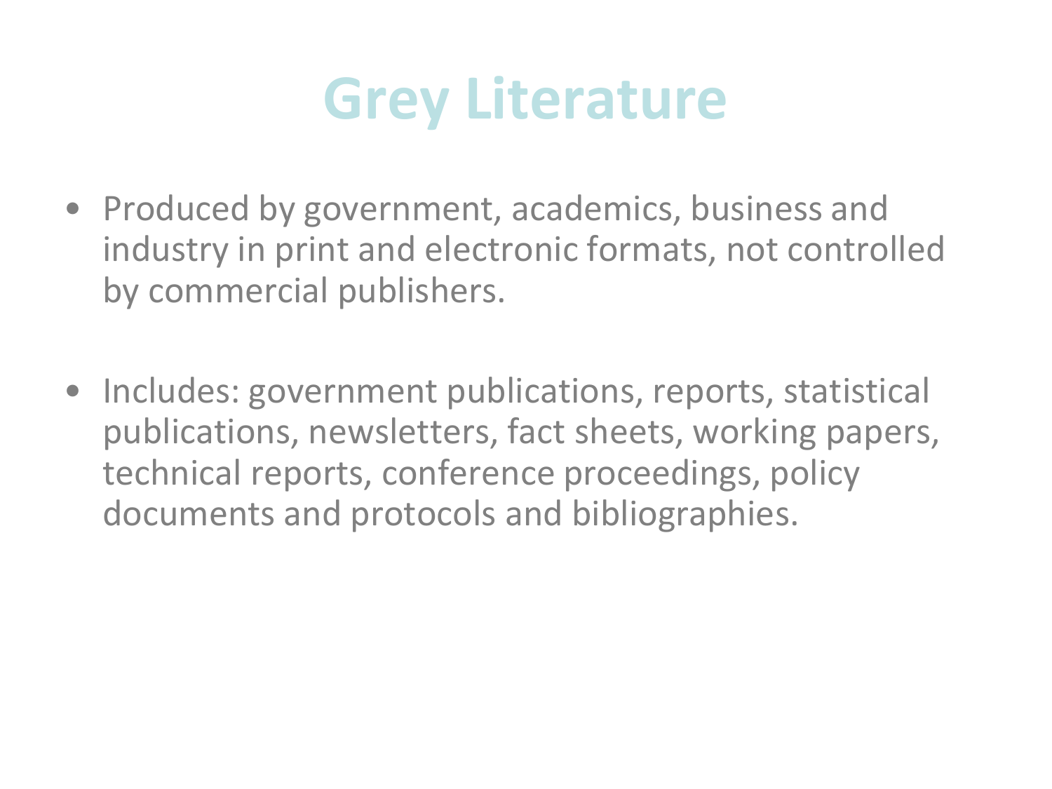# Grey Literature

- Produced by government, academics, business and industry in print and electronic formats, not controlled by commercial publishers.

- Includes: government publications, reports, statistical publications, newsletters, fact sheets, working papers, technical reports, conference proceedings, policy documents and protocols and bibliographies.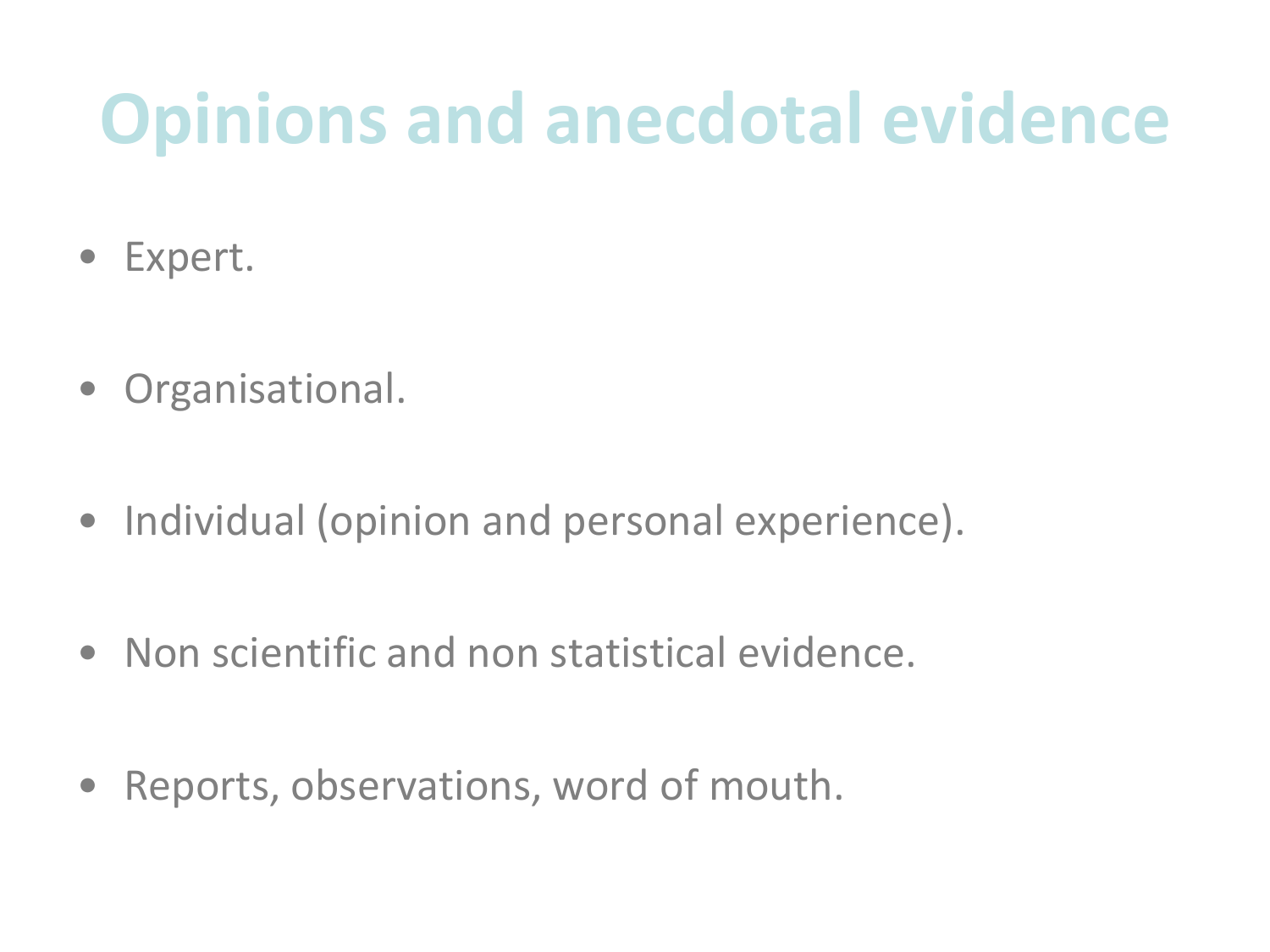# Opinions and anecdotal evidence

- Expert.
- Organisational.
- Individual (opinion and personal experience).
- Non scientific and non statistical evidence.
- Reports, observations, word of mouth.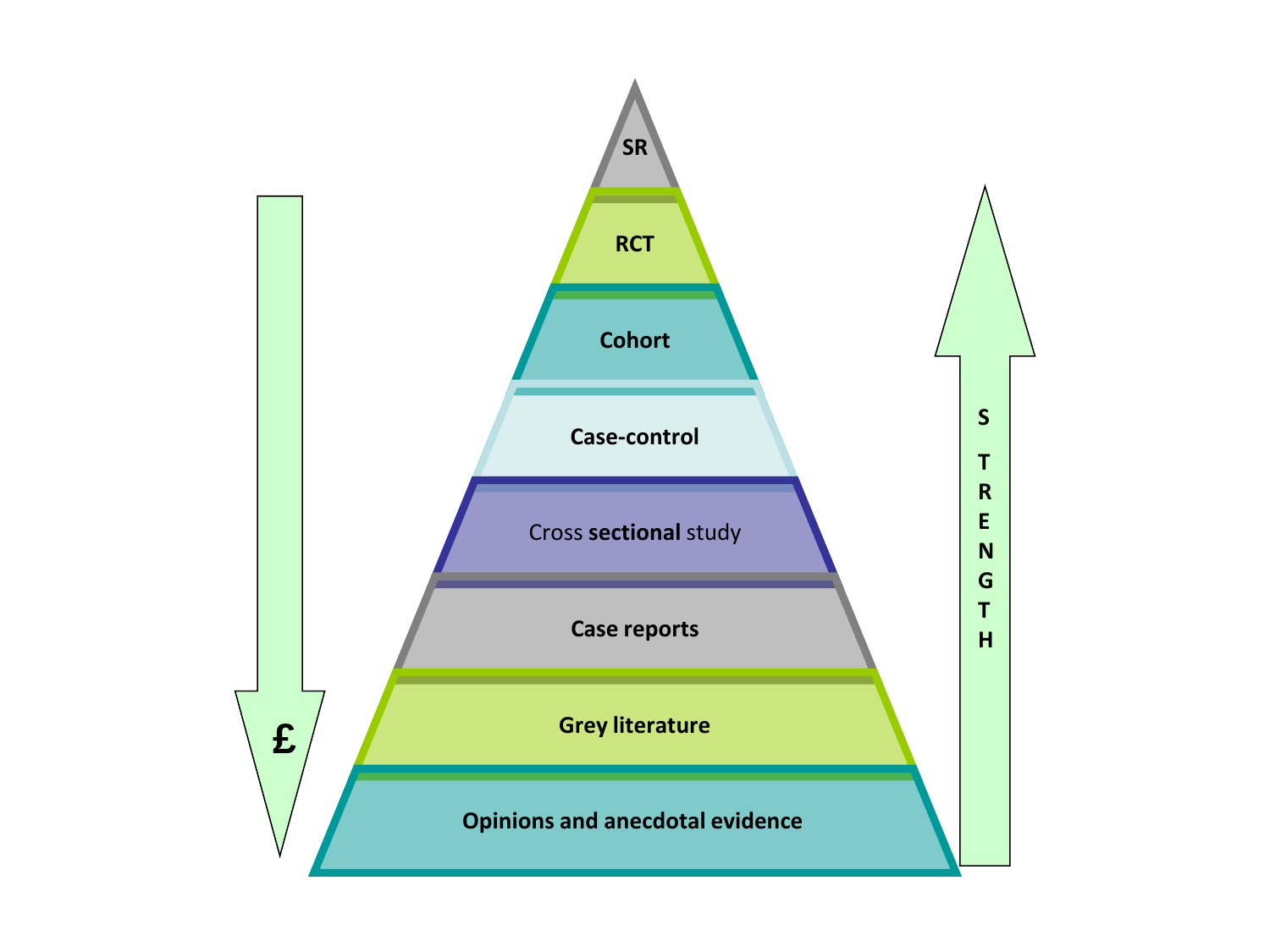SR

RCT

Cohort

Case-control

Cross **sectional** study

Case reports

Grey literature

Opinions and anecdotal evidence

£

STRENGTH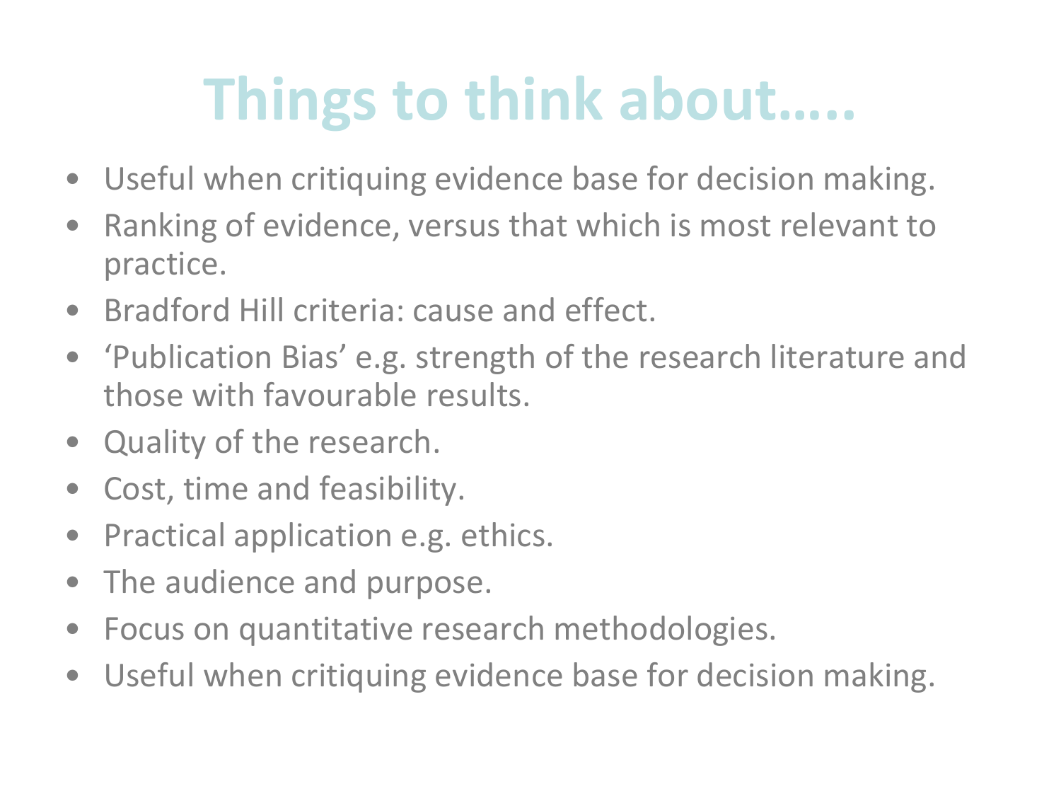# Things to think about…..

- Useful when critiquing evidence base for decision making.
- Ranking of evidence, versus that which is most relevant to practice.
- Bradford Hill criteria: cause and effect.
- 'Publication Bias' e.g. strength of the research literature and those with favourable results.
- Quality of the research.
- Cost, time and feasibility.
- Practical application e.g. ethics.
- The audience and purpose.
- Focus on quantitative research methodologies.
- Useful when critiquing evidence base for decision making.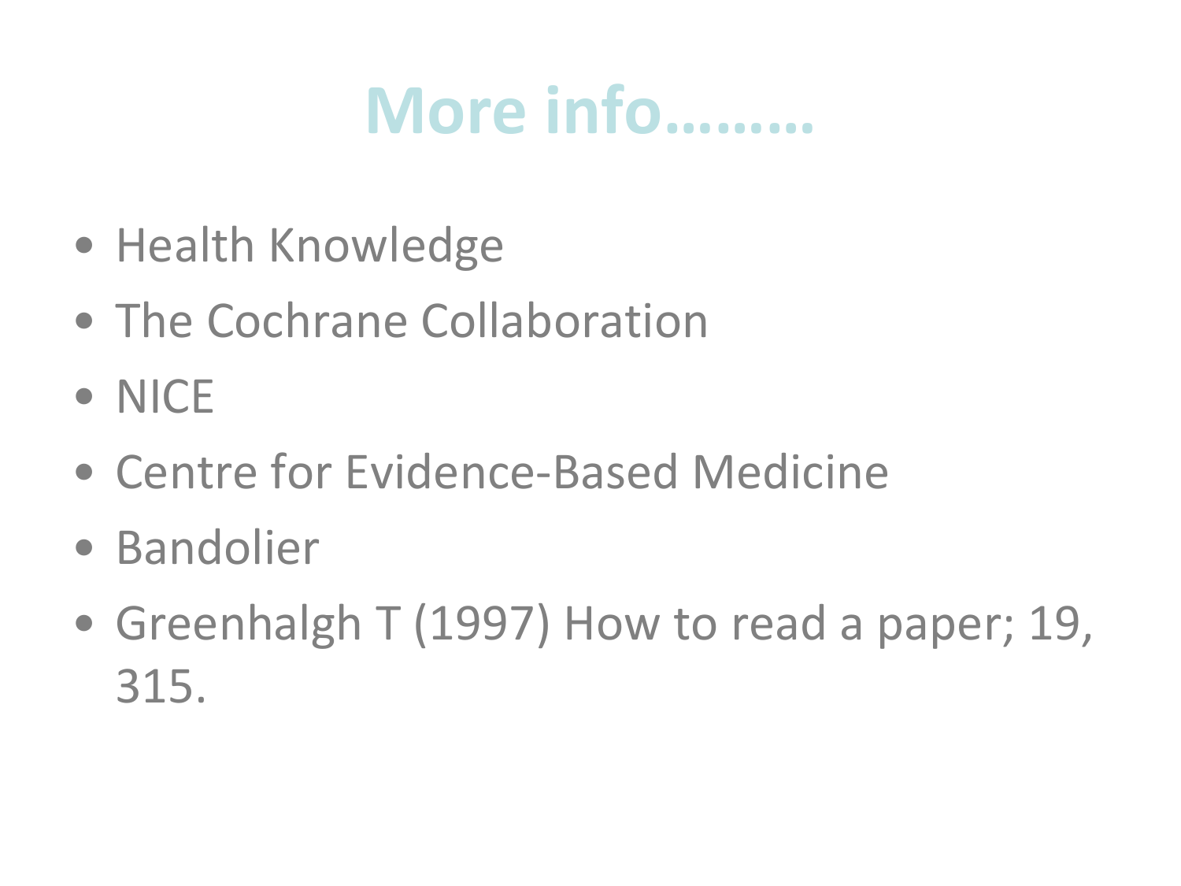# More info………

- Health Knowledge
- The Cochrane Collaboration
- NICE
- Centre for Evidence-Based Medicine
- Bandolier
- Greenhalgh T (1997) How to read a paper; 19, 315.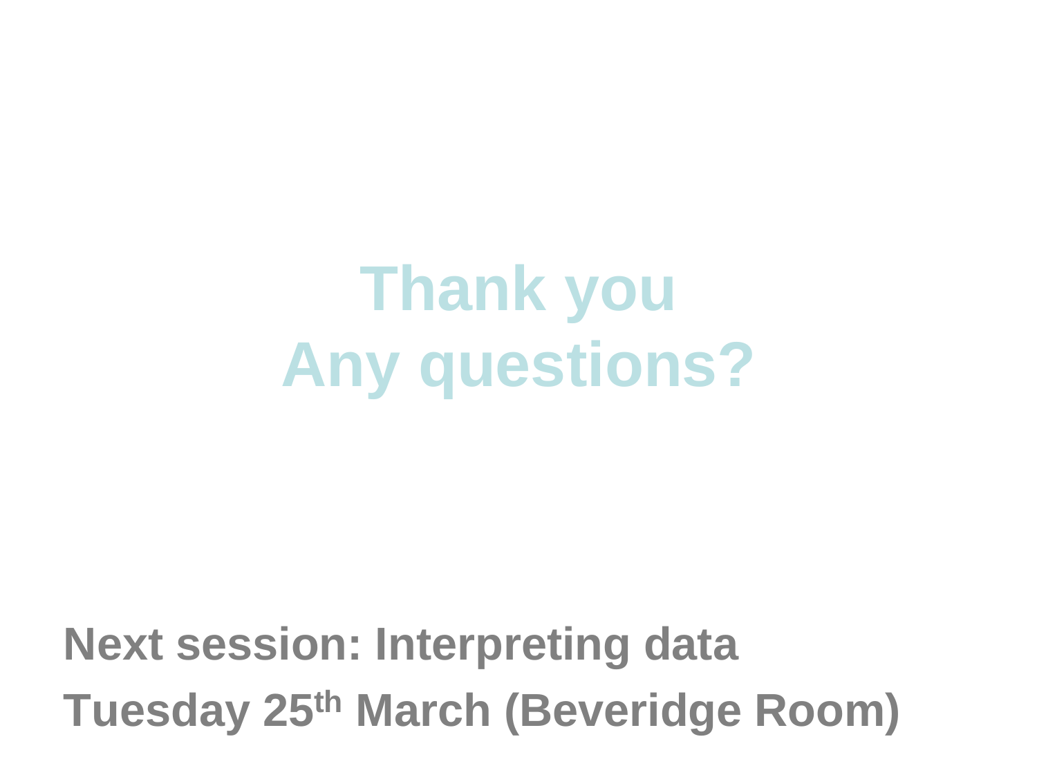# Thank you
# Any questions?

**Next session: Interpreting data**

**Tuesday 25th March (Beveridge Room)**